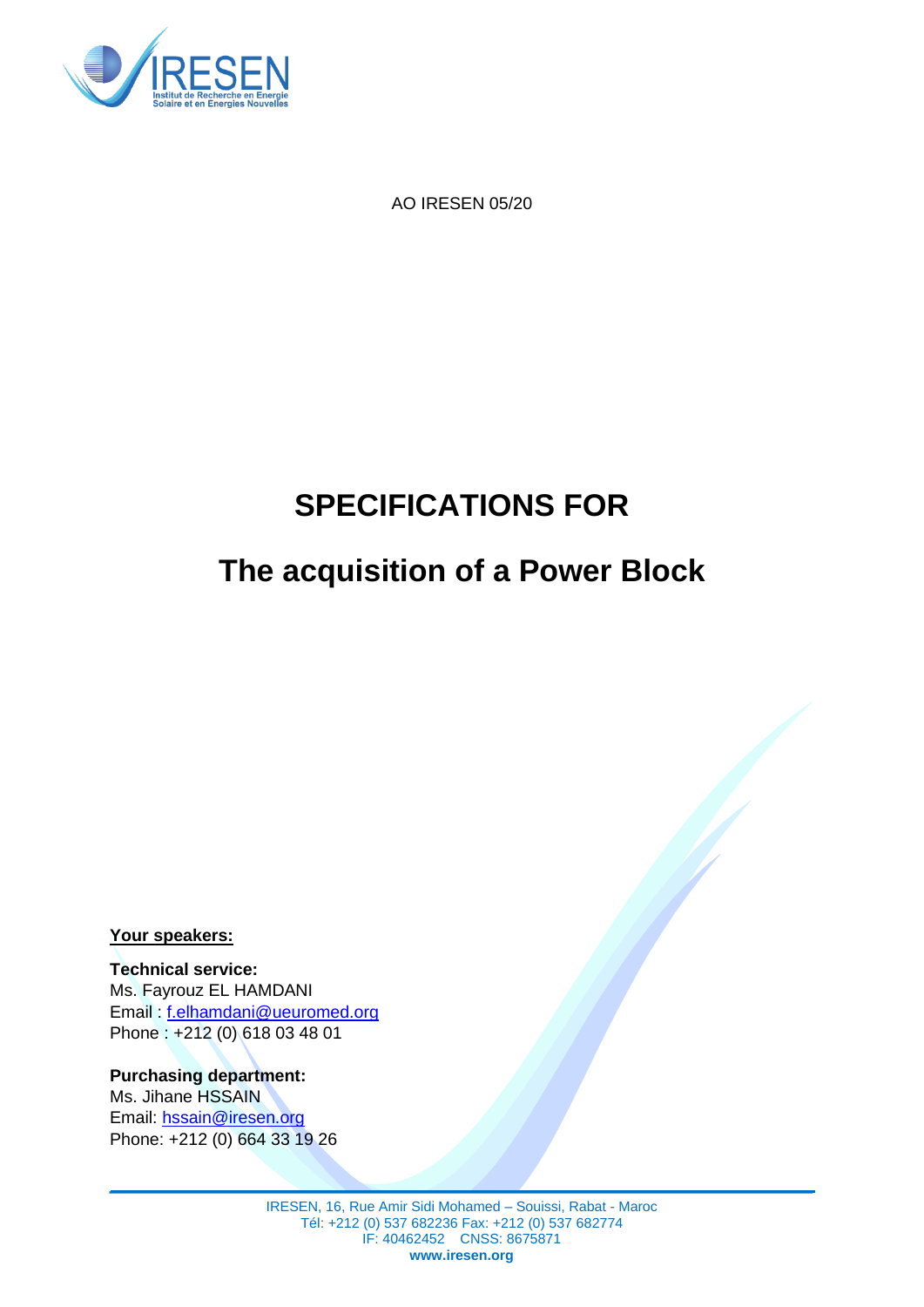AO IRESEN 05/20

# SPECIFICATIONS FOR

# The acquisition of a Power Block

**Your speakers:**

**Technical service:**
Ms. Fayrouz EL HAMDANI
Email : f.elhamdani@ueuromed.org
Phone : +212 (0) 618 03 48 01

**Purchasing department:**
Ms. Jihane HSSAIN
Email: hssain@iresen.org
Phone: +212 (0) 664 33 19 26

IRESEN, 16, Rue Amir Sidi Mohamed – Souissi, Rabat - Maroc
Tél: +212 (0) 537 682236 Fax: +212 (0) 537 682774
IF: 40462452 CNSS: 8675871
**www.iresen.org**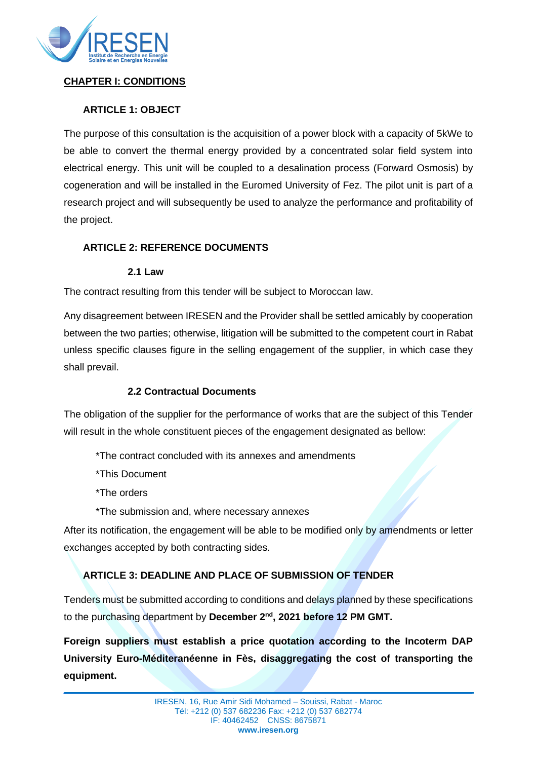## CHAPTER I: CONDITIONS

### ARTICLE 1: OBJECT

The purpose of this consultation is the acquisition of a power block with a capacity of 5kWe to be able to convert the thermal energy provided by a concentrated solar field system into electrical energy. This unit will be coupled to a desalination process (Forward Osmosis) by cogeneration and will be installed in the Euromed University of Fez. The pilot unit is part of a research project and will subsequently be used to analyze the performance and profitability of the project.

### ARTICLE 2: REFERENCE DOCUMENTS

#### 2.1 Law

The contract resulting from this tender will be subject to Moroccan law.

Any disagreement between IRESEN and the Provider shall be settled amicably by cooperation between the two parties; otherwise, litigation will be submitted to the competent court in Rabat unless specific clauses figure in the selling engagement of the supplier, in which case they shall prevail.

#### 2.2 Contractual Documents

The obligation of the supplier for the performance of works that are the subject of this Tender will result in the whole constituent pieces of the engagement designated as bellow:

*The contract concluded with its annexes and amendments

*This Document

*The orders

*The submission and, where necessary annexes

After its notification, the engagement will be able to be modified only by amendments or letter exchanges accepted by both contracting sides.

### ARTICLE 3: DEADLINE AND PLACE OF SUBMISSION OF TENDER

Tenders must be submitted according to conditions and delays planned by these specifications to the purchasing department by **December 2nd, 2021 before 12 PM GMT.**

**Foreign suppliers must establish a price quotation according to the Incoterm DAP University Euro-Méditeranéenne in Fès, disaggregating the cost of transporting the equipment.**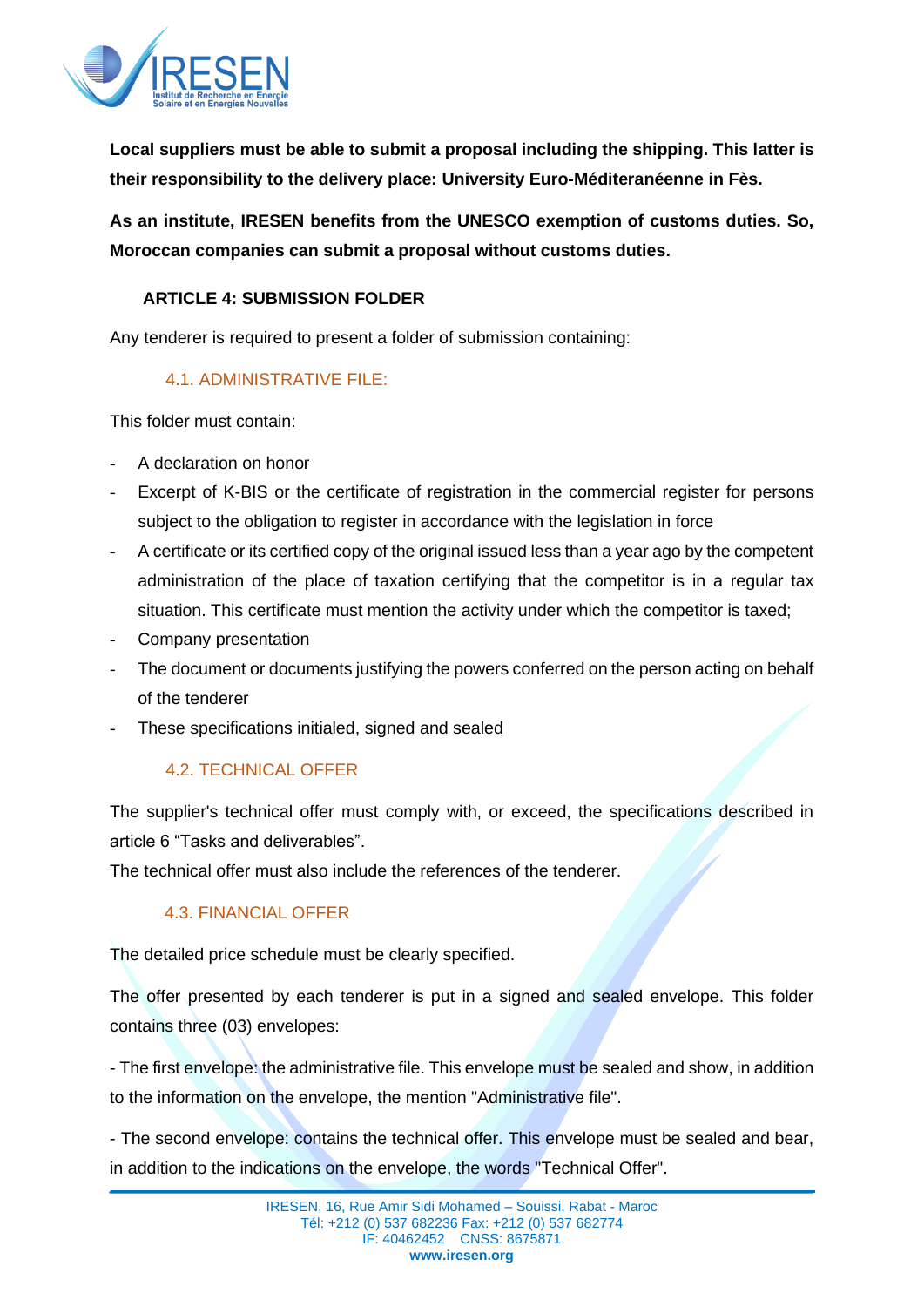**Local suppliers must be able to submit a proposal including the shipping. This latter is their responsibility to the delivery place: University Euro-Méditeranéenne in Fès.**

**As an institute, IRESEN benefits from the UNESCO exemption of customs duties. So, Moroccan companies can submit a proposal without customs duties.**

## ARTICLE 4: SUBMISSION FOLDER

Any tenderer is required to present a folder of submission containing:

### 4.1. ADMINISTRATIVE FILE:

This folder must contain:

- A declaration on honor
- Excerpt of K-BIS or the certificate of registration in the commercial register for persons subject to the obligation to register in accordance with the legislation in force
- A certificate or its certified copy of the original issued less than a year ago by the competent administration of the place of taxation certifying that the competitor is in a regular tax situation. This certificate must mention the activity under which the competitor is taxed;
- Company presentation
- The document or documents justifying the powers conferred on the person acting on behalf of the tenderer
- These specifications initialed, signed and sealed

### 4.2. TECHNICAL OFFER

The supplier's technical offer must comply with, or exceed, the specifications described in article 6 “Tasks and deliverables”.
The technical offer must also include the references of the tenderer.

### 4.3. FINANCIAL OFFER

The detailed price schedule must be clearly specified.

The offer presented by each tenderer is put in a signed and sealed envelope. This folder contains three (03) envelopes:

- The first envelope: the administrative file. This envelope must be sealed and show, in addition to the information on the envelope, the mention "Administrative file".

- The second envelope: contains the technical offer. This envelope must be sealed and bear, in addition to the indications on the envelope, the words "Technical Offer".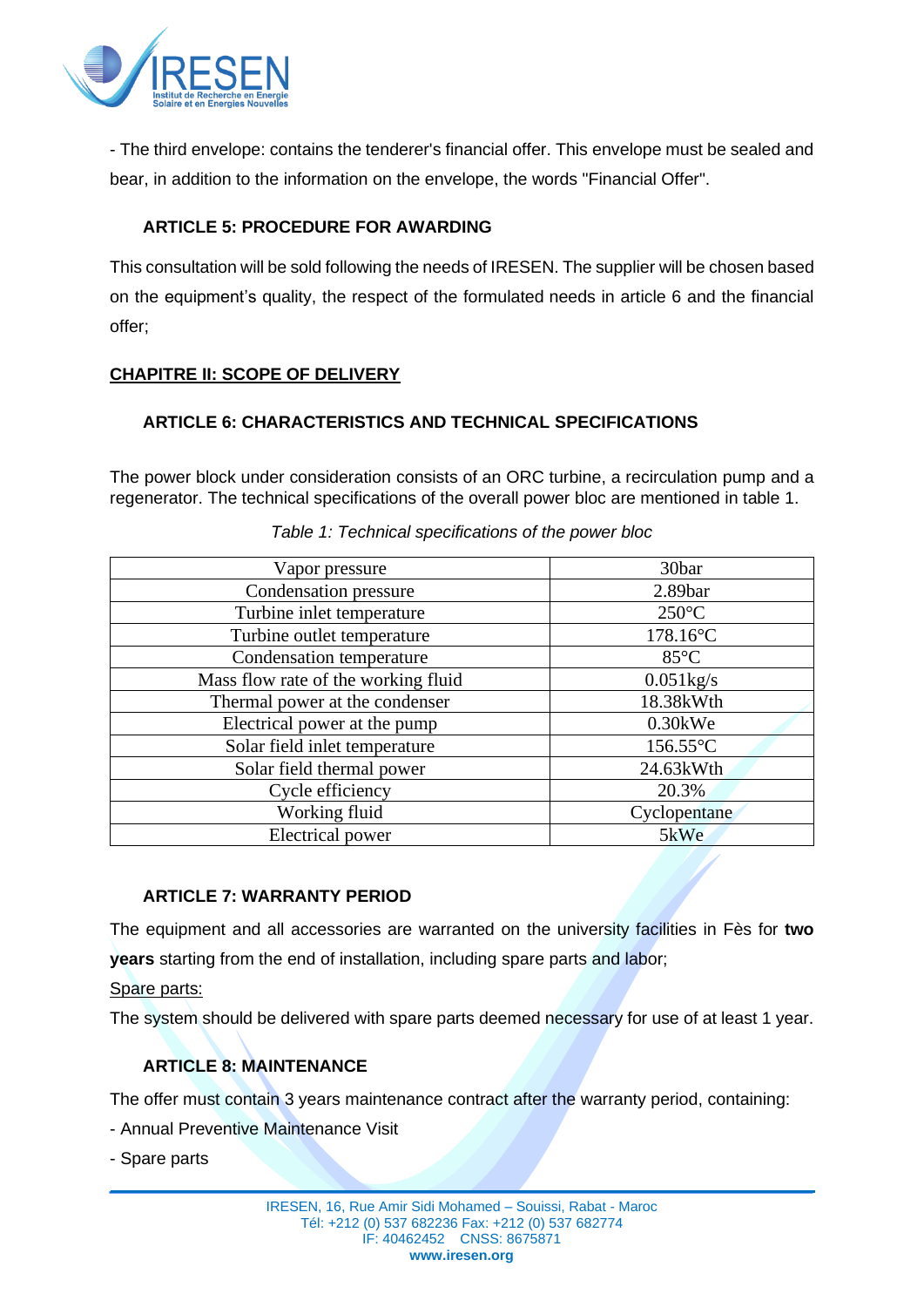- The third envelope: contains the tenderer's financial offer. This envelope must be sealed and bear, in addition to the information on the envelope, the words "Financial Offer".

### ARTICLE 5: PROCEDURE FOR AWARDING

This consultation will be sold following the needs of IRESEN. The supplier will be chosen based on the equipment's quality, the respect of the formulated needs in article 6 and the financial offer;

## CHAPITRE II: SCOPE OF DELIVERY

### ARTICLE 6: CHARACTERISTICS AND TECHNICAL SPECIFICATIONS

The power block under consideration consists of an ORC turbine, a recirculation pump and a regenerator. The technical specifications of the overall power bloc are mentioned in table 1.

*Table 1: Technical specifications of the power bloc*

| | |
|---|---|
| Vapor pressure | 30bar |
| Condensation pressure | 2.89bar |
| Turbine inlet temperature | 250°C |
| Turbine outlet temperature | 178.16°C |
| Condensation temperature | 85°C |
| Mass flow rate of the working fluid | 0.051kg/s |
| Thermal power at the condenser | 18.38kWth |
| Electrical power at the pump | 0.30kWe |
| Solar field inlet temperature | 156.55°C |
| Solar field thermal power | 24.63kWth |
| Cycle efficiency | 20.3% |
| Working fluid | Cyclopentane |
| Electrical power | 5kWe |

### ARTICLE 7: WARRANTY PERIOD

The equipment and all accessories are warranted on the university facilities in Fès for **two years** starting from the end of installation, including spare parts and labor;

Spare parts:

The system should be delivered with spare parts deemed necessary for use of at least 1 year.

### ARTICLE 8: MAINTENANCE

The offer must contain 3 years maintenance contract after the warranty period, containing:

- Annual Preventive Maintenance Visit
- Spare parts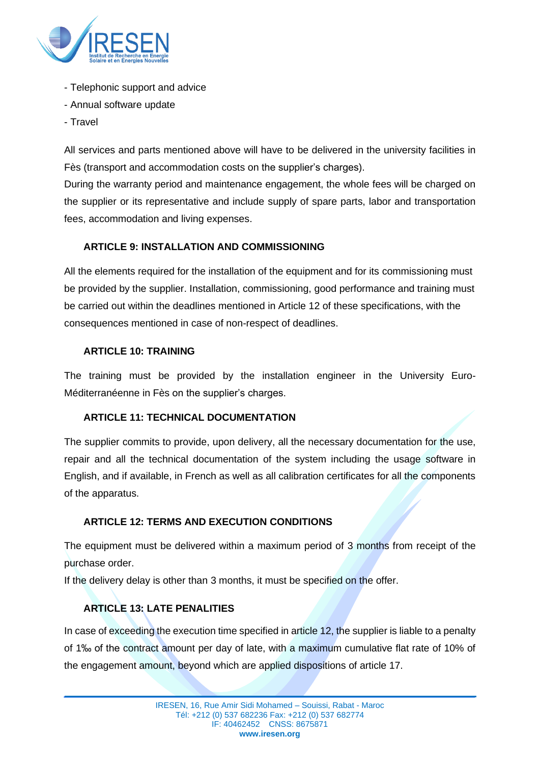- Telephonic support and advice
- Annual software update
- Travel

All services and parts mentioned above will have to be delivered in the university facilities in Fès (transport and accommodation costs on the supplier's charges).
During the warranty period and maintenance engagement, the whole fees will be charged on the supplier or its representative and include supply of spare parts, labor and transportation fees, accommodation and living expenses.

## ARTICLE 9: INSTALLATION AND COMMISSIONING

All the elements required for the installation of the equipment and for its commissioning must be provided by the supplier. Installation, commissioning, good performance and training must be carried out within the deadlines mentioned in Article 12 of these specifications, with the consequences mentioned in case of non-respect of deadlines.

## ARTICLE 10: TRAINING

The training must be provided by the installation engineer in the University Euro-Méditerranéenne in Fès on the supplier's charges.

## ARTICLE 11: TECHNICAL DOCUMENTATION

The supplier commits to provide, upon delivery, all the necessary documentation for the use, repair and all the technical documentation of the system including the usage software in English, and if available, in French as well as all calibration certificates for all the components of the apparatus.

## ARTICLE 12: TERMS AND EXECUTION CONDITIONS

The equipment must be delivered within a maximum period of 3 months from receipt of the purchase order.
If the delivery delay is other than 3 months, it must be specified on the offer.

## ARTICLE 13: LATE PENALITIES

In case of exceeding the execution time specified in article 12, the supplier is liable to a penalty of 1‰ of the contract amount per day of late, with a maximum cumulative flat rate of 10% of the engagement amount, beyond which are applied dispositions of article 17.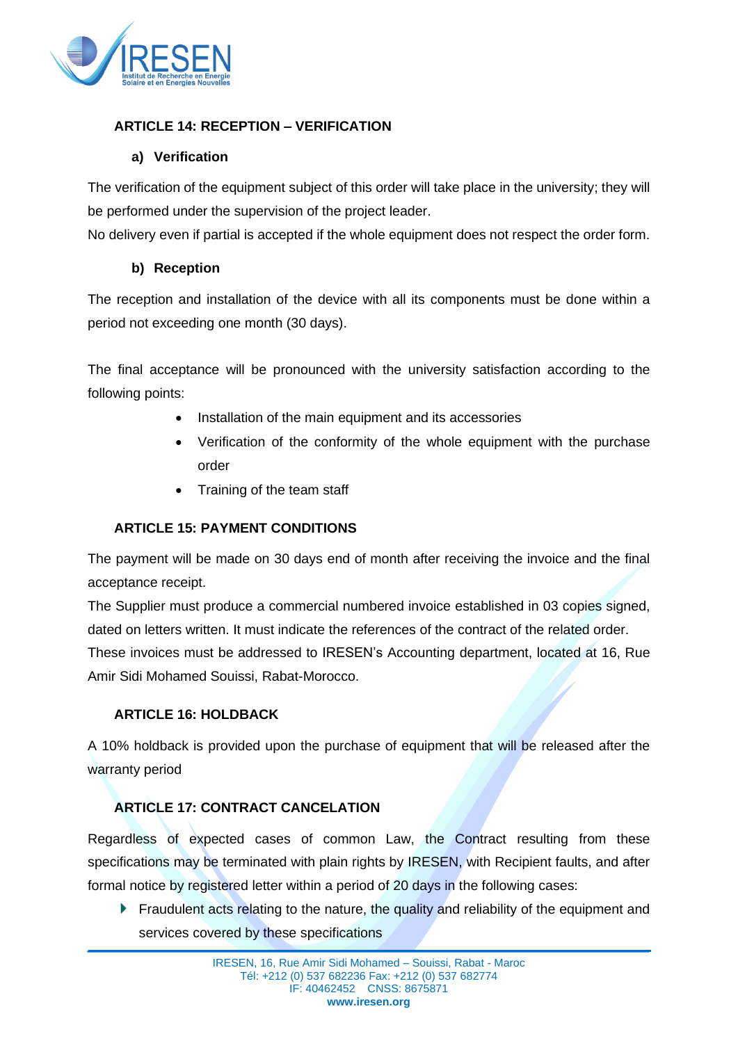## ARTICLE 14: RECEPTION – VERIFICATION

### a) Verification

The verification of the equipment subject of this order will take place in the university; they will be performed under the supervision of the project leader.
No delivery even if partial is accepted if the whole equipment does not respect the order form.

### b) Reception

The reception and installation of the device with all its components must be done within a period not exceeding one month (30 days).

The final acceptance will be pronounced with the university satisfaction according to the following points:

- Installation of the main equipment and its accessories
- Verification of the conformity of the whole equipment with the purchase order
- Training of the team staff

## ARTICLE 15: PAYMENT CONDITIONS

The payment will be made on 30 days end of month after receiving the invoice and the final acceptance receipt.
The Supplier must produce a commercial numbered invoice established in 03 copies signed, dated on letters written. It must indicate the references of the contract of the related order.
These invoices must be addressed to IRESEN's Accounting department, located at 16, Rue Amir Sidi Mohamed Souissi, Rabat-Morocco.

## ARTICLE 16: HOLDBACK

A 10% holdback is provided upon the purchase of equipment that will be released after the warranty period

## ARTICLE 17: CONTRACT CANCELATION

Regardless of expected cases of common Law, the Contract resulting from these specifications may be terminated with plain rights by IRESEN, with Recipient faults, and after formal notice by registered letter within a period of 20 days in the following cases:

- Fraudulent acts relating to the nature, the quality and reliability of the equipment and services covered by these specifications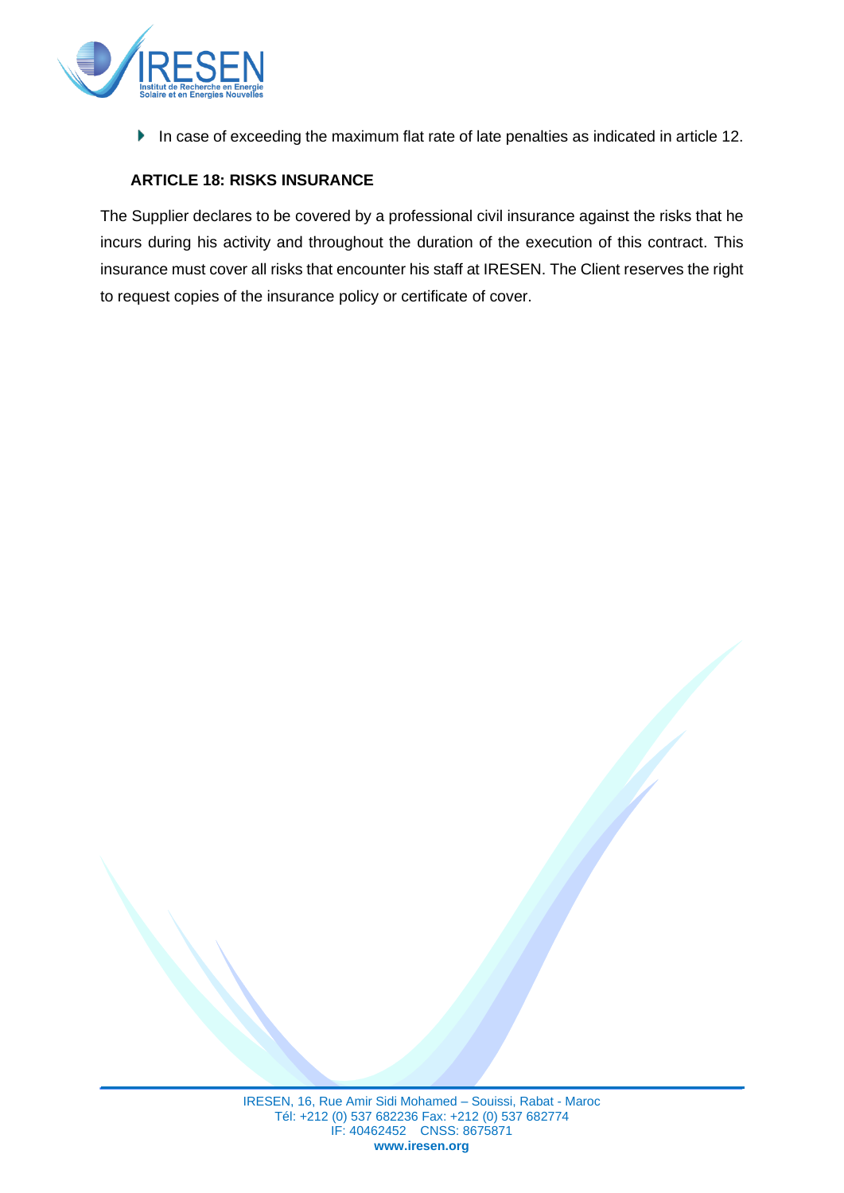- In case of exceeding the maximum flat rate of late penalties as indicated in article 12.

### ARTICLE 18: RISKS INSURANCE

The Supplier declares to be covered by a professional civil insurance against the risks that he incurs during his activity and throughout the duration of the execution of this contract. This insurance must cover all risks that encounter his staff at IRESEN. The Client reserves the right to request copies of the insurance policy or certificate of cover.